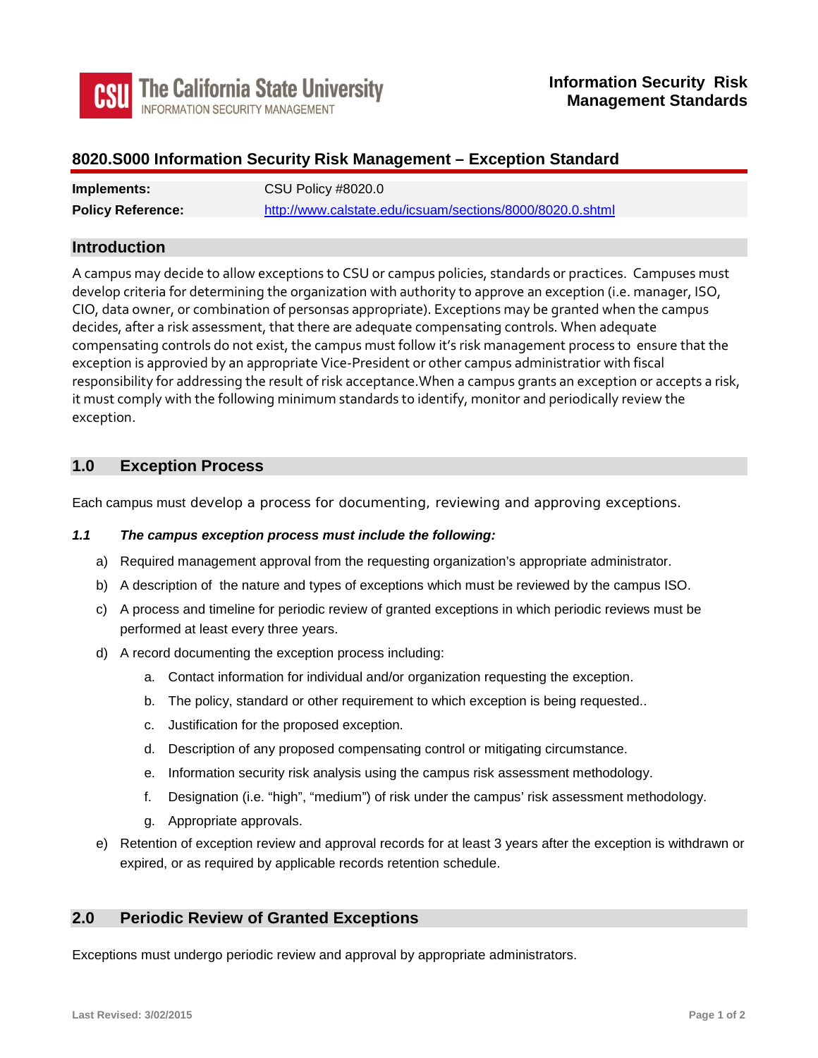# 8020.S000 Information Security Risk Management – Exception Standard

| | |
|---|---|
| **Implements:** | CSU Policy #8020.0 |
| **Policy Reference:** | http://www.calstate.edu/icsuam/sections/8000/8020.0.shtml |

## Introduction

A campus may decide to allow exceptions to CSU or campus policies, standards or practices. Campuses must develop criteria for determining the organization with authority to approve an exception (i.e. manager, ISO, CIO, data owner, or combination of personsas appropriate). Exceptions may be granted when the campus decides, after a risk assessment, that there are adequate compensating controls. When adequate compensating controls do not exist, the campus must follow it's risk management process to ensure that the exception is approvied by an appropriate Vice-President or other campus administratior with fiscal responsibility for addressing the result of risk acceptance.When a campus grants an exception or accepts a risk, it must comply with the following minimum standards to identify, monitor and periodically review the exception.

## 1.0 Exception Process

Each campus must develop a process for documenting, reviewing and approving exceptions.

### *1.1 The campus exception process must include the following:*

a) Required management approval from the requesting organization's appropriate administrator.

b) A description of the nature and types of exceptions which must be reviewed by the campus ISO.

c) A process and timeline for periodic review of granted exceptions in which periodic reviews must be performed at least every three years.

d) A record documenting the exception process including:

   a. Contact information for individual and/or organization requesting the exception.

   b. The policy, standard or other requirement to which exception is being requested..

   c. Justification for the proposed exception.

   d. Description of any proposed compensating control or mitigating circumstance.

   e. Information security risk analysis using the campus risk assessment methodology.

   f. Designation (i.e. "high", "medium") of risk under the campus' risk assessment methodology.

   g. Appropriate approvals.

e) Retention of exception review and approval records for at least 3 years after the exception is withdrawn or expired, or as required by applicable records retention schedule.

## 2.0 Periodic Review of Granted Exceptions

Exceptions must undergo periodic review and approval by appropriate administrators.

Last Revised: 3/02/2015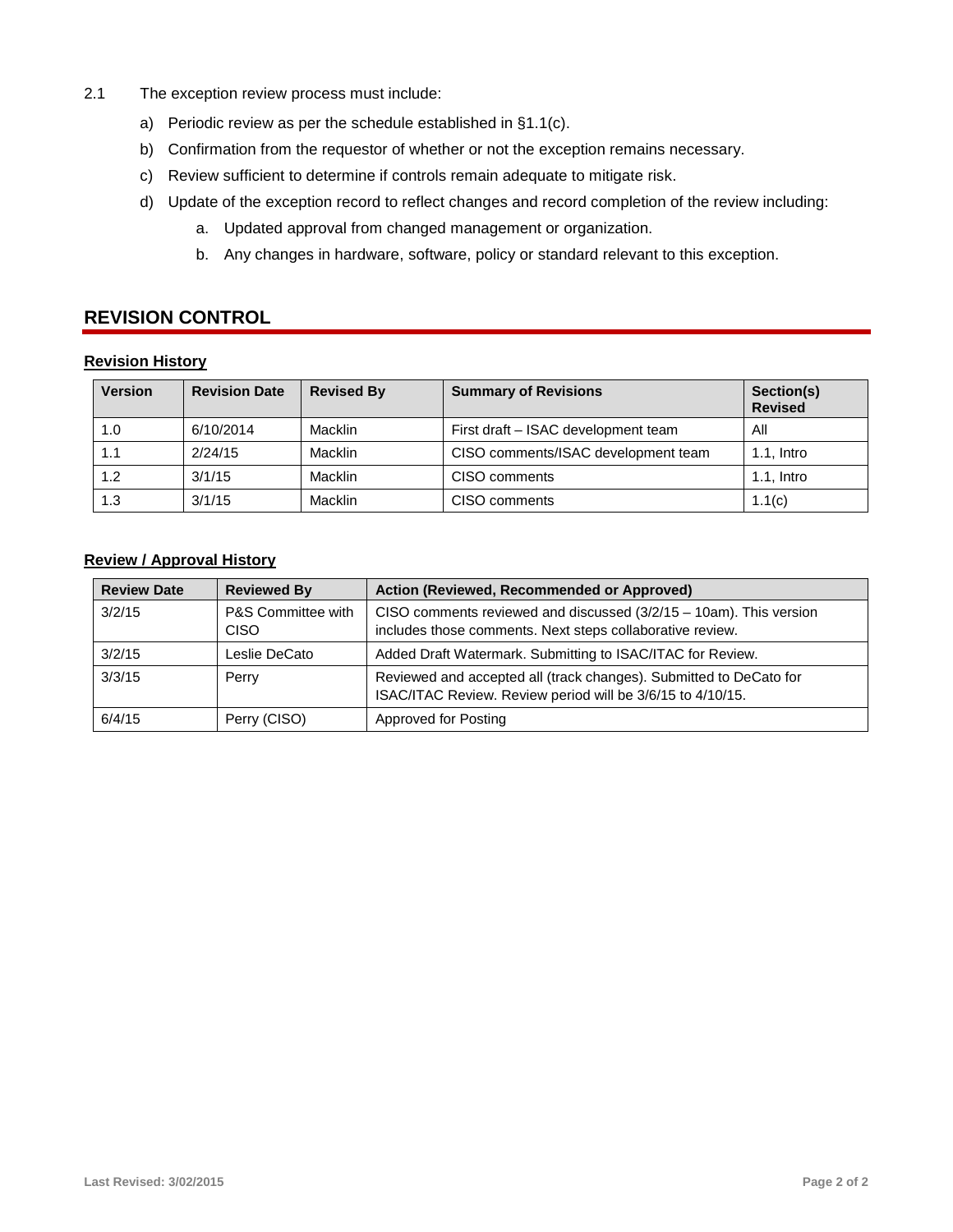2.1 The exception review process must include:

a) Periodic review as per the schedule established in §1.1(c).

b) Confirmation from the requestor of whether or not the exception remains necessary.

c) Review sufficient to determine if controls remain adequate to mitigate risk.

d) Update of the exception record to reflect changes and record completion of the review including:

   a. Updated approval from changed management or organization.

   b. Any changes in hardware, software, policy or standard relevant to this exception.

## REVISION CONTROL

### Revision History

| Version | Revision Date | Revised By | Summary of Revisions | Section(s) Revised |
|---|---|---|---|---|
| 1.0 | 6/10/2014 | Macklin | First draft – ISAC development team | All |
| 1.1 | 2/24/15 | Macklin | CISO comments/ISAC development team | 1.1, Intro |
| 1.2 | 3/1/15 | Macklin | CISO comments | 1.1, Intro |
| 1.3 | 3/1/15 | Macklin | CISO comments | 1.1(c) |

### Review / Approval History

| Review Date | Reviewed By | Action (Reviewed, Recommended or Approved) |
|---|---|---|
| 3/2/15 | P&S Committee with CISO | CISO comments reviewed and discussed (3/2/15 – 10am). This version includes those comments. Next steps collaborative review. |
| 3/2/15 | Leslie DeCato | Added Draft Watermark. Submitting to ISAC/ITAC for Review. |
| 3/3/15 | Perry | Reviewed and accepted all (track changes). Submitted to DeCato for ISAC/ITAC Review. Review period will be 3/6/15 to 4/10/15. |
| 6/4/15 | Perry (CISO) | Approved for Posting |